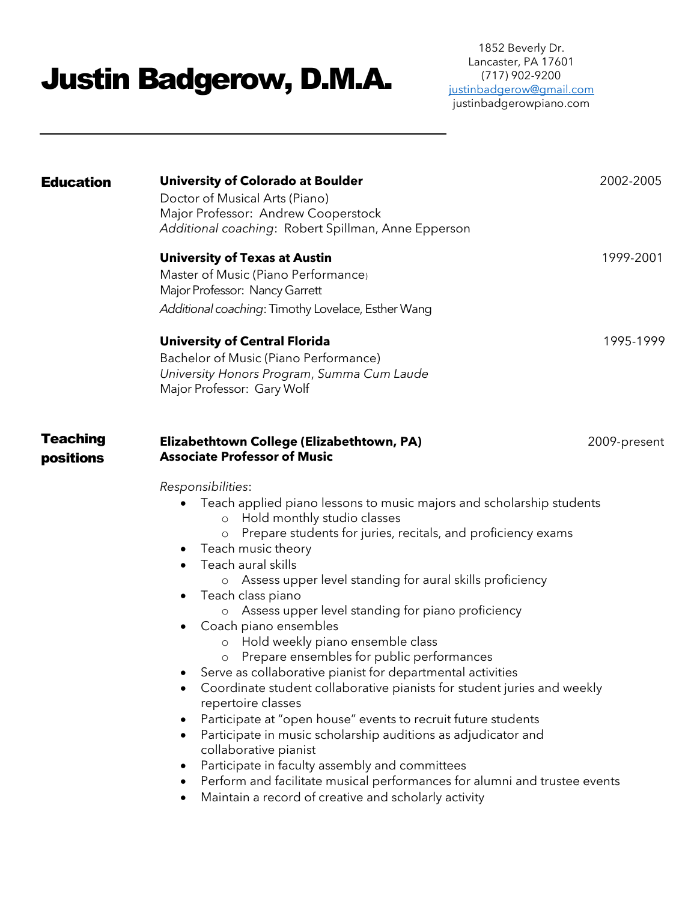# Justin Badgerow, D.M.A.

1852 Beverly Dr.
Lancaster, PA 17601
(717) 902-9200
justinbadgerow@gmail.com
justinbadgerowpiano.com

---

## Education

**University of Colorado at Boulder** — 2002-2005
Doctor of Musical Arts (Piano)
Major Professor: Andrew Cooperstock
*Additional coaching*: Robert Spillman, Anne Epperson

**University of Texas at Austin** — 1999-2001
Master of Music (Piano Performance)
Major Professor: Nancy Garrett
*Additional coaching*: Timothy Lovelace, Esther Wang

**University of Central Florida** — 1995-1999
Bachelor of Music (Piano Performance)
*University Honors Program*, *Summa Cum Laude*
Major Professor: Gary Wolf

## Teaching positions

**Elizabethtown College (Elizabethtown, PA)** — 2009-present
**Associate Professor of Music**

*Responsibilities*:

- Teach applied piano lessons to music majors and scholarship students
  - Hold monthly studio classes
  - Prepare students for juries, recitals, and proficiency exams
- Teach music theory
- Teach aural skills
  - Assess upper level standing for aural skills proficiency
- Teach class piano
  - Assess upper level standing for piano proficiency
- Coach piano ensembles
  - Hold weekly piano ensemble class
  - Prepare ensembles for public performances
- Serve as collaborative pianist for departmental activities
- Coordinate student collaborative pianists for student juries and weekly repertoire classes
- Participate at "open house" events to recruit future students
- Participate in music scholarship auditions as adjudicator and collaborative pianist
- Participate in faculty assembly and committees
- Perform and facilitate musical performances for alumni and trustee events
- Maintain a record of creative and scholarly activity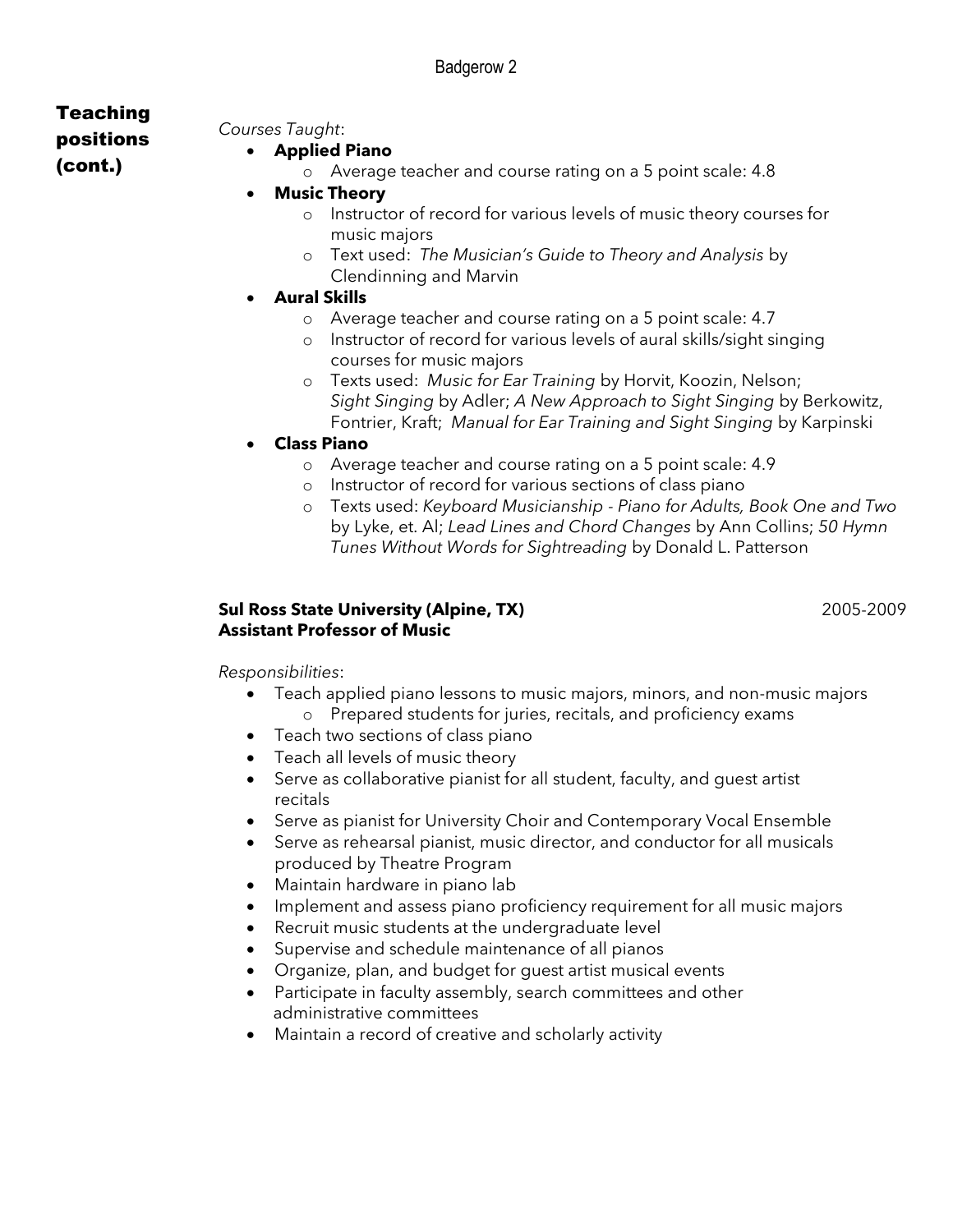## Teaching positions (cont.)

*Courses Taught*:

- **Applied Piano**
  - Average teacher and course rating on a 5 point scale: 4.8
- **Music Theory**
  - Instructor of record for various levels of music theory courses for music majors
  - Text used: *The Musician's Guide to Theory and Analysis* by Clendinning and Marvin
- **Aural Skills**
  - Average teacher and course rating on a 5 point scale: 4.7
  - Instructor of record for various levels of aural skills/sight singing courses for music majors
  - Texts used: *Music for Ear Training* by Horvit, Koozin, Nelson; *Sight Singing* by Adler; *A New Approach to Sight Singing* by Berkowitz, Fontrier, Kraft; *Manual for Ear Training and Sight Singing* by Karpinski
- **Class Piano**
  - Average teacher and course rating on a 5 point scale: 4.9
  - Instructor of record for various sections of class piano
  - Texts used: *Keyboard Musicianship - Piano for Adults, Book One and Two* by Lyke, et. Al; *Lead Lines and Chord Changes* by Ann Collins; *50 Hymn Tunes Without Words for Sightreading* by Donald L. Patterson

**Sul Ross State University (Alpine, TX)** 2005-2009
**Assistant Professor of Music**

*Responsibilities*:

- Teach applied piano lessons to music majors, minors, and non-music majors
  - Prepared students for juries, recitals, and proficiency exams
- Teach two sections of class piano
- Teach all levels of music theory
- Serve as collaborative pianist for all student, faculty, and guest artist recitals
- Serve as pianist for University Choir and Contemporary Vocal Ensemble
- Serve as rehearsal pianist, music director, and conductor for all musicals produced by Theatre Program
- Maintain hardware in piano lab
- Implement and assess piano proficiency requirement for all music majors
- Recruit music students at the undergraduate level
- Supervise and schedule maintenance of all pianos
- Organize, plan, and budget for guest artist musical events
- Participate in faculty assembly, search committees and other administrative committees
- Maintain a record of creative and scholarly activity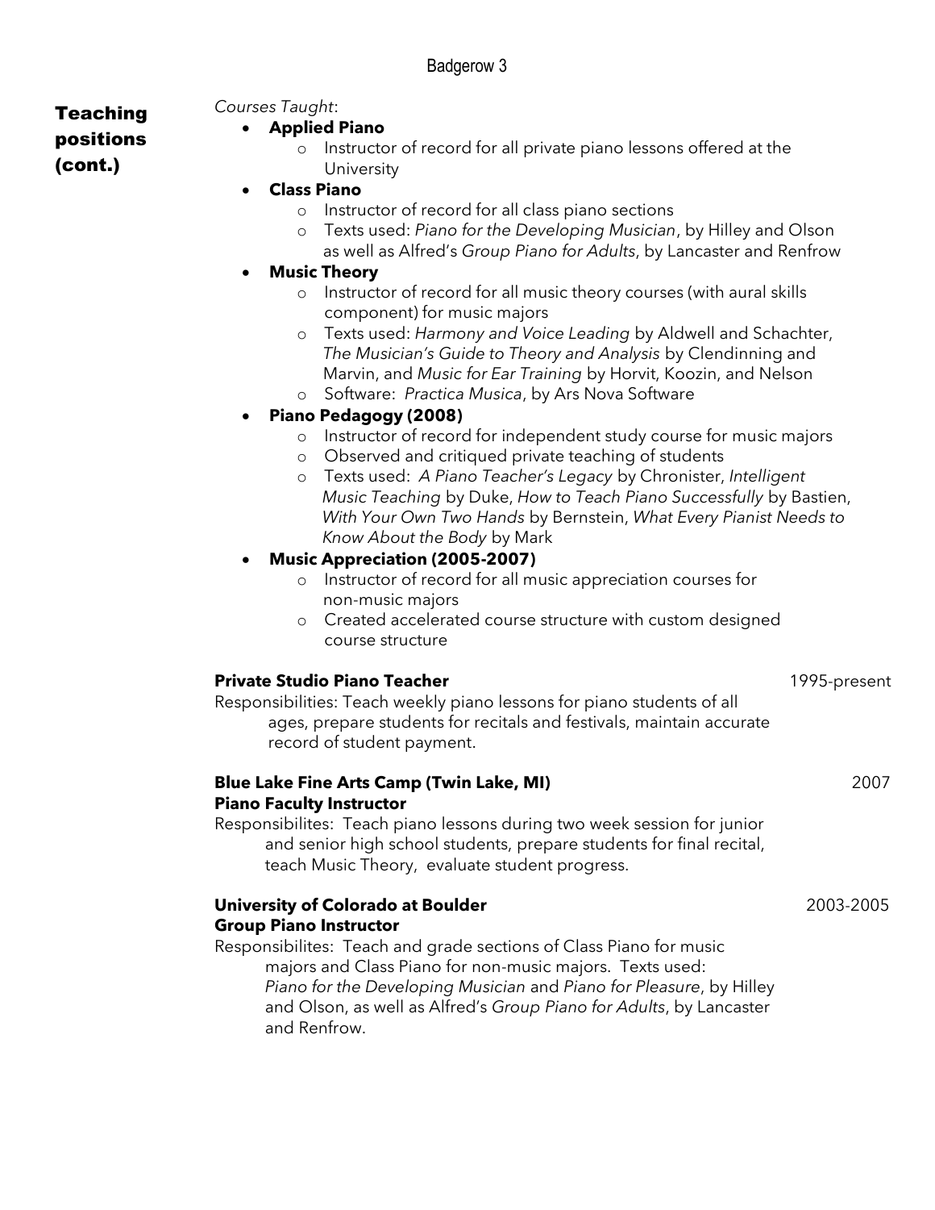## Teaching positions (cont.)

*Courses Taught*:

- **Applied Piano**
  - Instructor of record for all private piano lessons offered at the University
- **Class Piano**
  - Instructor of record for all class piano sections
  - Texts used: *Piano for the Developing Musician*, by Hilley and Olson as well as Alfred's *Group Piano for Adults*, by Lancaster and Renfrow
- **Music Theory**
  - Instructor of record for all music theory courses (with aural skills component) for music majors
  - Texts used: *Harmony and Voice Leading* by Aldwell and Schachter, *The Musician's Guide to Theory and Analysis* by Clendinning and Marvin, and *Music for Ear Training* by Horvit, Koozin, and Nelson
  - Software: *Practica Musica*, by Ars Nova Software
- **Piano Pedagogy (2008)**
  - Instructor of record for independent study course for music majors
  - Observed and critiqued private teaching of students
  - Texts used: *A Piano Teacher's Legacy* by Chronister, *Intelligent Music Teaching* by Duke, *How to Teach Piano Successfully* by Bastien, *With Your Own Two Hands* by Bernstein, *What Every Pianist Needs to Know About the Body* by Mark
- **Music Appreciation (2005-2007)**
  - Instructor of record for all music appreciation courses for non-music majors
  - Created accelerated course structure with custom designed course structure

**Private Studio Piano Teacher** — 1995-present

Responsibilities: Teach weekly piano lessons for piano students of all ages, prepare students for recitals and festivals, maintain accurate record of student payment.

**Blue Lake Fine Arts Camp (Twin Lake, MI)** — 2007
**Piano Faculty Instructor**

Responsibilites: Teach piano lessons during two week session for junior and senior high school students, prepare students for final recital, teach Music Theory, evaluate student progress.

**University of Colorado at Boulder** — 2003-2005
**Group Piano Instructor**

Responsibilites: Teach and grade sections of Class Piano for music majors and Class Piano for non-music majors. Texts used: *Piano for the Developing Musician* and *Piano for Pleasure*, by Hilley and Olson, as well as Alfred's *Group Piano for Adults*, by Lancaster and Renfrow.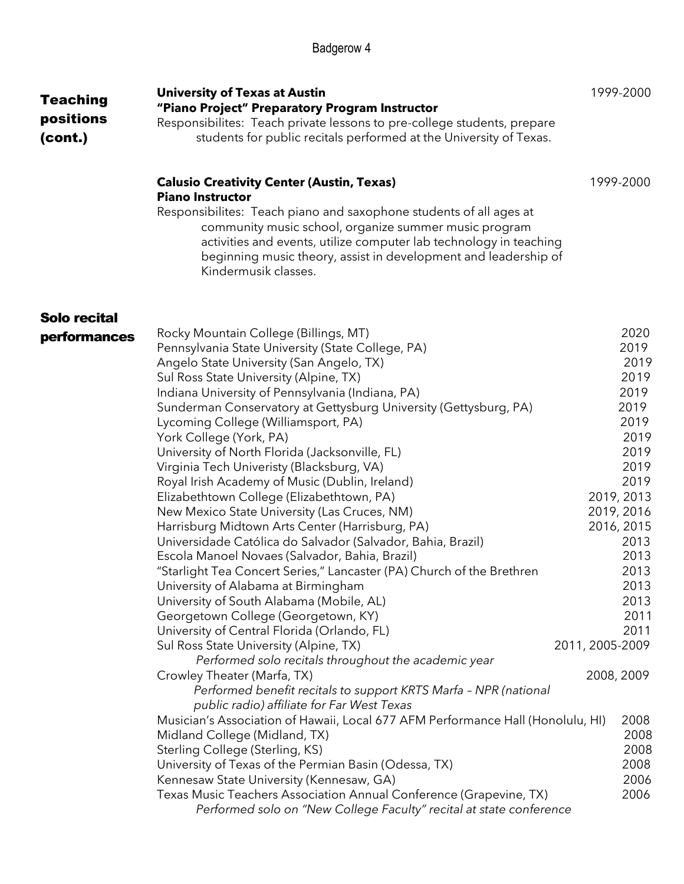## Teaching positions (cont.)

**University of Texas at Austin** — 1999-2000
**"Piano Project" Preparatory Program Instructor**
Responsibilites: Teach private lessons to pre-college students, prepare students for public recitals performed at the University of Texas.

**Calusio Creativity Center (Austin, Texas)** — 1999-2000
**Piano Instructor**
Responsibilites: Teach piano and saxophone students of all ages at community music school, organize summer music program activities and events, utilize computer lab technology in teaching beginning music theory, assist in development and leadership of Kindermusik classes.

## Solo recital performances

- Rocky Mountain College (Billings, MT) — 2020
- Pennsylvania State University (State College, PA) — 2019
- Angelo State University (San Angelo, TX) — 2019
- Sul Ross State University (Alpine, TX) — 2019
- Indiana University of Pennsylvania (Indiana, PA) — 2019
- Sunderman Conservatory at Gettysburg University (Gettysburg, PA) — 2019
- Lycoming College (Williamsport, PA) — 2019
- York College (York, PA) — 2019
- University of North Florida (Jacksonville, FL) — 2019
- Virginia Tech Univeristy (Blacksburg, VA) — 2019
- Royal Irish Academy of Music (Dublin, Ireland) — 2019
- Elizabethtown College (Elizabethtown, PA) — 2019, 2013
- New Mexico State University (Las Cruces, NM) — 2019, 2016
- Harrisburg Midtown Arts Center (Harrisburg, PA) — 2016, 2015
- Universidade Católica do Salvador (Salvador, Bahia, Brazil) — 2013
- Escola Manoel Novaes (Salvador, Bahia, Brazil) — 2013
- "Starlight Tea Concert Series," Lancaster (PA) Church of the Brethren — 2013
- University of Alabama at Birmingham — 2013
- University of South Alabama (Mobile, AL) — 2013
- Georgetown College (Georgetown, KY) — 2011
- University of Central Florida (Orlando, FL) — 2011
- Sul Ross State University (Alpine, TX) — 2011, 2005-2009
  *Performed solo recitals throughout the academic year*
- Crowley Theater (Marfa, TX) — 2008, 2009
  *Performed benefit recitals to support KRTS Marfa – NPR (national public radio) affiliate for Far West Texas*
- Musician's Association of Hawaii, Local 677 AFM Performance Hall (Honolulu, HI) — 2008
- Midland College (Midland, TX) — 2008
- Sterling College (Sterling, KS) — 2008
- University of Texas of the Permian Basin (Odessa, TX) — 2008
- Kennesaw State University (Kennesaw, GA) — 2006
- Texas Music Teachers Association Annual Conference (Grapevine, TX) — 2006
  *Performed solo on "New College Faculty" recital at state conference*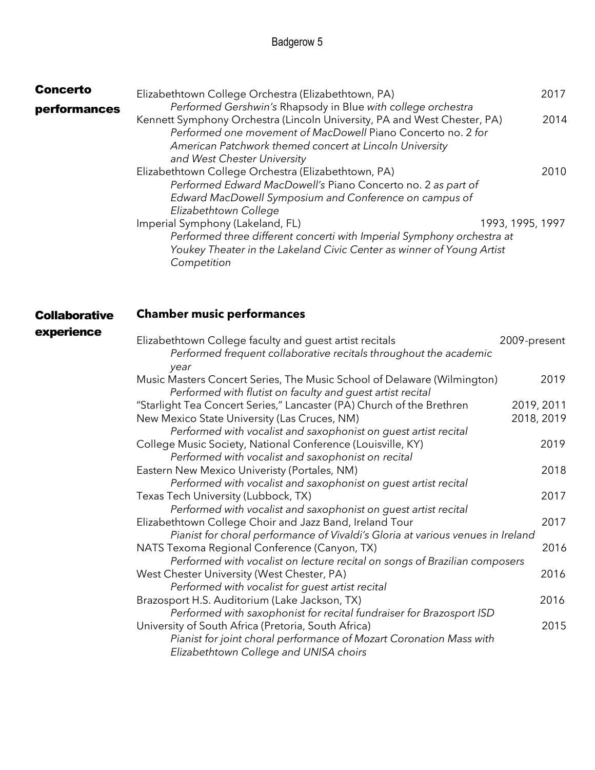## Concerto performances

Elizabethtown College Orchestra (Elizabethtown, PA) — 2017
*Performed Gershwin's* Rhapsody in Blue *with college orchestra*

Kennett Symphony Orchestra (Lincoln University, PA and West Chester, PA) — 2014
*Performed one movement of MacDowell* Piano Concerto no. 2 *for American Patchwork themed concert at Lincoln University and West Chester University*

Elizabethtown College Orchestra (Elizabethtown, PA) — 2010
*Performed Edward MacDowell's* Piano Concerto no. 2 *as part of Edward MacDowell Symposium and Conference on campus of Elizabethtown College*

Imperial Symphony (Lakeland, FL) — 1993, 1995, 1997
*Performed three different concerti with Imperial Symphony orchestra at Youkey Theater in the Lakeland Civic Center as winner of Young Artist Competition*

## Collaborative experience

### Chamber music performances

Elizabethtown College faculty and guest artist recitals — 2009-present
*Performed frequent collaborative recitals throughout the academic year*

Music Masters Concert Series, The Music School of Delaware (Wilmington) — 2019
*Performed with flutist on faculty and guest artist recital*

"Starlight Tea Concert Series," Lancaster (PA) Church of the Brethren — 2019, 2011

New Mexico State University (Las Cruces, NM) — 2018, 2019
*Performed with vocalist and saxophonist on guest artist recital*

College Music Society, National Conference (Louisville, KY) — 2019
*Performed with vocalist and saxophonist on recital*

Eastern New Mexico Univeristy (Portales, NM) — 2018
*Performed with vocalist and saxophonist on guest artist recital*

Texas Tech University (Lubbock, TX) — 2017
*Performed with vocalist and saxophonist on guest artist recital*

Elizabethtown College Choir and Jazz Band, Ireland Tour — 2017
*Pianist for choral performance of Vivaldi's Gloria at various venues in Ireland*

NATS Texoma Regional Conference (Canyon, TX) — 2016
*Performed with vocalist on lecture recital on songs of Brazilian composers*

West Chester University (West Chester, PA) — 2016
*Performed with vocalist for guest artist recital*

Brazosport H.S. Auditorium (Lake Jackson, TX) — 2016
*Performed with saxophonist for recital fundraiser for Brazosport ISD*

University of South Africa (Pretoria, South Africa) — 2015
*Pianist for joint choral performance of Mozart Coronation Mass with Elizabethtown College and UNISA choirs*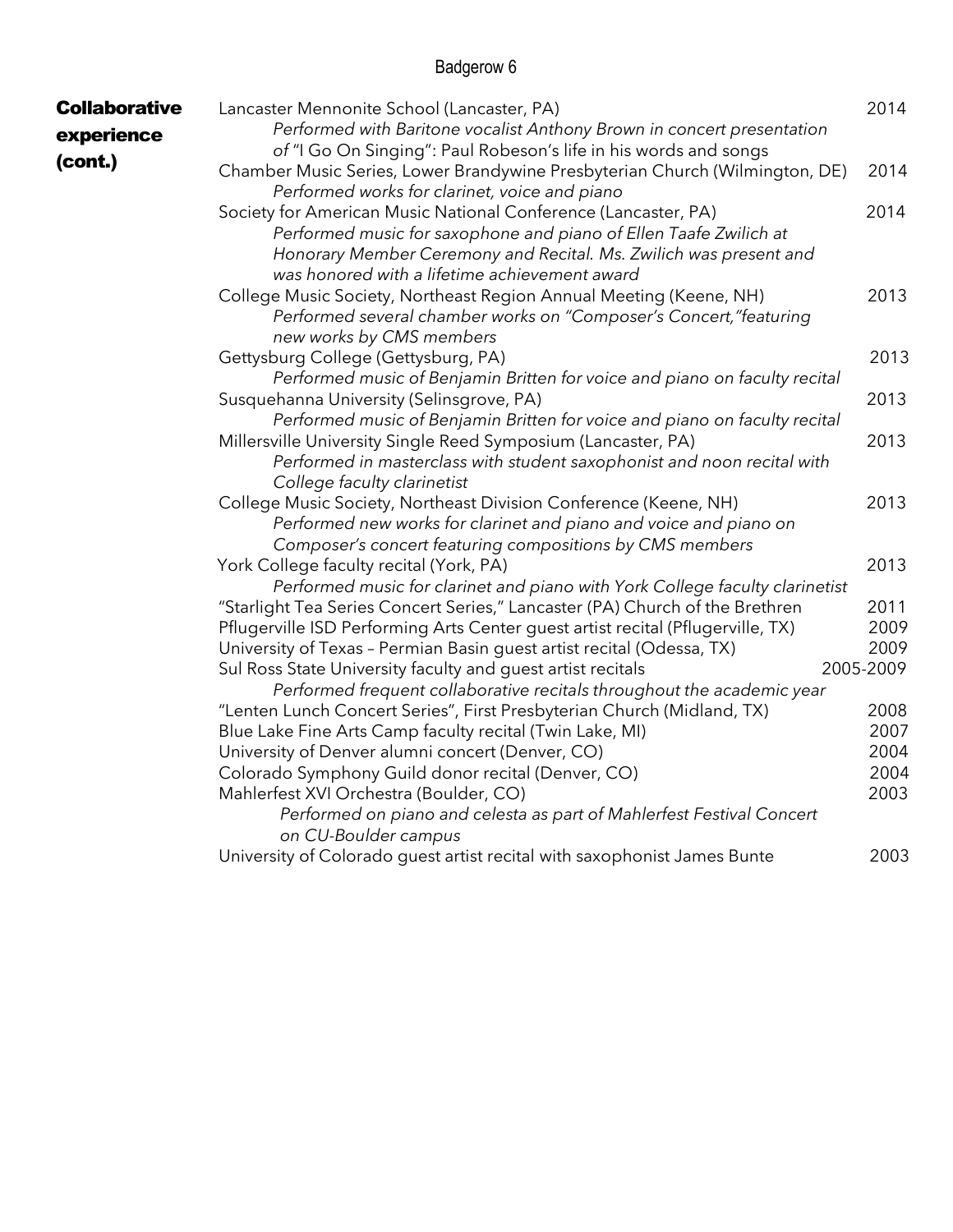**Collaborative experience (cont.)**

Lancaster Mennonite School (Lancaster, PA) — 2014
*Performed with Baritone vocalist Anthony Brown in concert presentation of "I Go On Singing": Paul Robeson's life in his words and songs*

Chamber Music Series, Lower Brandywine Presbyterian Church (Wilmington, DE) — 2014
*Performed works for clarinet, voice and piano*

Society for American Music National Conference (Lancaster, PA) — 2014
*Performed music for saxophone and piano of Ellen Taafe Zwilich at Honorary Member Ceremony and Recital. Ms. Zwilich was present and was honored with a lifetime achievement award*

College Music Society, Northeast Region Annual Meeting (Keene, NH) — 2013
*Performed several chamber works on "Composer's Concert,"featuring new works by CMS members*

Gettysburg College (Gettysburg, PA) — 2013
*Performed music of Benjamin Britten for voice and piano on faculty recital*

Susquehanna University (Selinsgrove, PA) — 2013
*Performed music of Benjamin Britten for voice and piano on faculty recital*

Millersville University Single Reed Symposium (Lancaster, PA) — 2013
*Performed in masterclass with student saxophonist and noon recital with College faculty clarinetist*

College Music Society, Northeast Division Conference (Keene, NH) — 2013
*Performed new works for clarinet and piano and voice and piano on Composer's concert featuring compositions by CMS members*

York College faculty recital (York, PA) — 2013
*Performed music for clarinet and piano with York College faculty clarinetist*

"Starlight Tea Series Concert Series," Lancaster (PA) Church of the Brethren — 2011

Pflugerville ISD Performing Arts Center guest artist recital (Pflugerville, TX) — 2009

University of Texas – Permian Basin guest artist recital (Odessa, TX) — 2009

Sul Ross State University faculty and guest artist recitals — 2005-2009
*Performed frequent collaborative recitals throughout the academic year*

"Lenten Lunch Concert Series", First Presbyterian Church (Midland, TX) — 2008

Blue Lake Fine Arts Camp faculty recital (Twin Lake, MI) — 2007

University of Denver alumni concert (Denver, CO) — 2004

Colorado Symphony Guild donor recital (Denver, CO) — 2004

Mahlerfest XVI Orchestra (Boulder, CO) — 2003
*Performed on piano and celesta as part of Mahlerfest Festival Concert on CU-Boulder campus*

University of Colorado guest artist recital with saxophonist James Bunte — 2003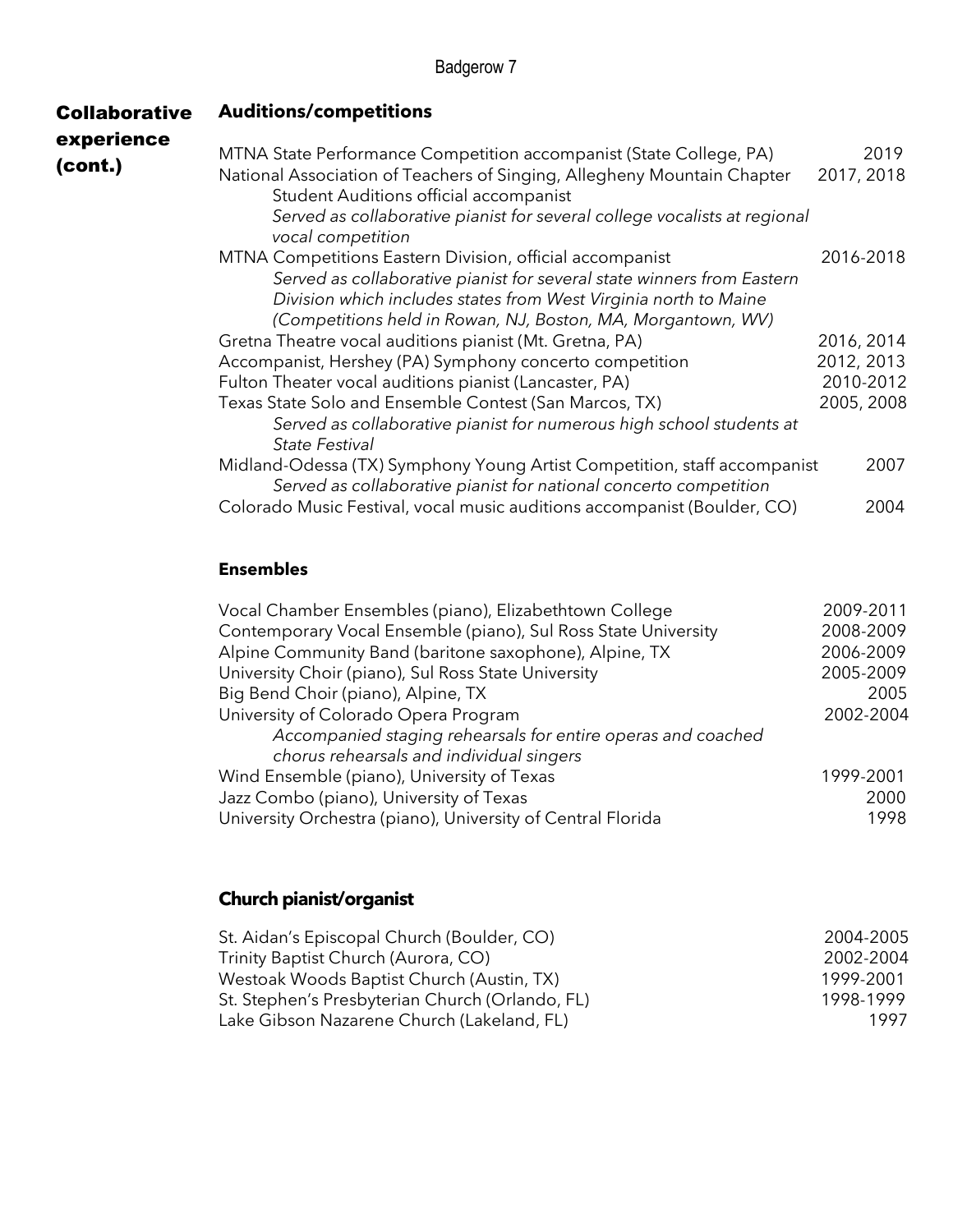## Collaborative experience (cont.)

### Auditions/competitions

MTNA State Performance Competition accompanist (State College, PA) — 2019

National Association of Teachers of Singing, Allegheny Mountain Chapter Student Auditions official accompanist — 2017, 2018
*Served as collaborative pianist for several college vocalists at regional vocal competition*

MTNA Competitions Eastern Division, official accompanist — 2016-2018
*Served as collaborative pianist for several state winners from Eastern Division which includes states from West Virginia north to Maine (Competitions held in Rowan, NJ, Boston, MA, Morgantown, WV)*

Gretna Theatre vocal auditions pianist (Mt. Gretna, PA) — 2016, 2014

Accompanist, Hershey (PA) Symphony concerto competition — 2012, 2013

Fulton Theater vocal auditions pianist (Lancaster, PA) — 2010-2012

Texas State Solo and Ensemble Contest (San Marcos, TX) — 2005, 2008
*Served as collaborative pianist for numerous high school students at State Festival*

Midland-Odessa (TX) Symphony Young Artist Competition, staff accompanist — 2007
*Served as collaborative pianist for national concerto competition*

Colorado Music Festival, vocal music auditions accompanist (Boulder, CO) — 2004

### Ensembles

Vocal Chamber Ensembles (piano), Elizabethtown College — 2009-2011

Contemporary Vocal Ensemble (piano), Sul Ross State University — 2008-2009

Alpine Community Band (baritone saxophone), Alpine, TX — 2006-2009

University Choir (piano), Sul Ross State University — 2005-2009

Big Bend Choir (piano), Alpine, TX — 2005

University of Colorado Opera Program — 2002-2004
*Accompanied staging rehearsals for entire operas and coached chorus rehearsals and individual singers*

Wind Ensemble (piano), University of Texas — 1999-2001

Jazz Combo (piano), University of Texas — 2000

University Orchestra (piano), University of Central Florida — 1998

### Church pianist/organist

St. Aidan's Episcopal Church (Boulder, CO) — 2004-2005

Trinity Baptist Church (Aurora, CO) — 2002-2004

Westoak Woods Baptist Church (Austin, TX) — 1999-2001

St. Stephen's Presbyterian Church (Orlando, FL) — 1998-1999

Lake Gibson Nazarene Church (Lakeland, FL) — 1997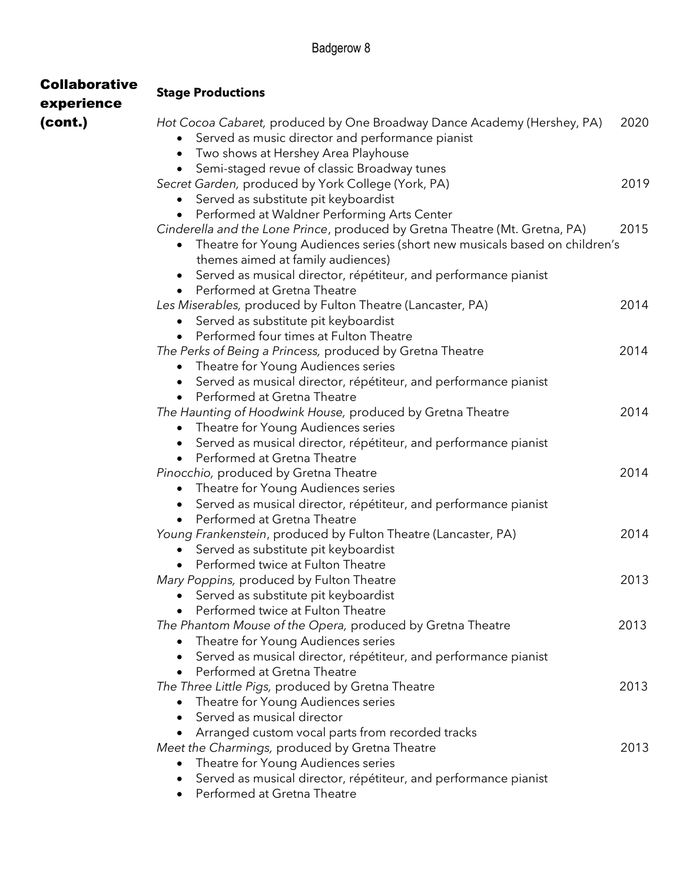## Collaborative experience (cont.)

### Stage Productions

*Hot Cocoa Cabaret,* produced by One Broadway Dance Academy (Hershey, PA) 2020
- Served as music director and performance pianist
- Two shows at Hershey Area Playhouse
- Semi-staged revue of classic Broadway tunes

*Secret Garden,* produced by York College (York, PA) 2019
- Served as substitute pit keyboardist
- Performed at Waldner Performing Arts Center

*Cinderella and the Lone Prince*, produced by Gretna Theatre (Mt. Gretna, PA) 2015
- Theatre for Young Audiences series (short new musicals based on children's themes aimed at family audiences)
- Served as musical director, répétiteur, and performance pianist
- Performed at Gretna Theatre

*Les Miserables,* produced by Fulton Theatre (Lancaster, PA) 2014
- Served as substitute pit keyboardist
- Performed four times at Fulton Theatre

*The Perks of Being a Princess,* produced by Gretna Theatre 2014
- Theatre for Young Audiences series
- Served as musical director, répétiteur, and performance pianist
- Performed at Gretna Theatre

*The Haunting of Hoodwink House,* produced by Gretna Theatre 2014
- Theatre for Young Audiences series
- Served as musical director, répétiteur, and performance pianist
- Performed at Gretna Theatre

*Pinocchio,* produced by Gretna Theatre 2014
- Theatre for Young Audiences series
- Served as musical director, répétiteur, and performance pianist
- Performed at Gretna Theatre

*Young Frankenstein*, produced by Fulton Theatre (Lancaster, PA) 2014
- Served as substitute pit keyboardist
- Performed twice at Fulton Theatre

*Mary Poppins,* produced by Fulton Theatre 2013
- Served as substitute pit keyboardist
- Performed twice at Fulton Theatre

*The Phantom Mouse of the Opera,* produced by Gretna Theatre 2013
- Theatre for Young Audiences series
- Served as musical director, répétiteur, and performance pianist
- Performed at Gretna Theatre

*The Three Little Pigs,* produced by Gretna Theatre 2013
- Theatre for Young Audiences series
- Served as musical director
- Arranged custom vocal parts from recorded tracks

*Meet the Charmings,* produced by Gretna Theatre 2013
- Theatre for Young Audiences series
- Served as musical director, répétiteur, and performance pianist
- Performed at Gretna Theatre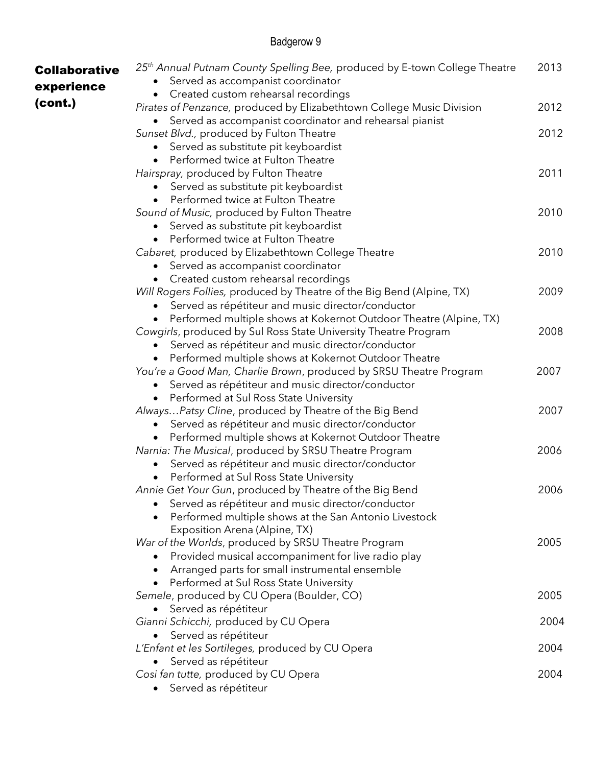## Collaborative experience (cont.)

*25th Annual Putnam County Spelling Bee,* produced by E-town College Theatre 2013
- Served as accompanist coordinator
- Created custom rehearsal recordings

*Pirates of Penzance,* produced by Elizabethtown College Music Division 2012
- Served as accompanist coordinator and rehearsal pianist

*Sunset Blvd.,* produced by Fulton Theatre 2012
- Served as substitute pit keyboardist
- Performed twice at Fulton Theatre

*Hairspray,* produced by Fulton Theatre 2011
- Served as substitute pit keyboardist
- Performed twice at Fulton Theatre

*Sound of Music,* produced by Fulton Theatre 2010
- Served as substitute pit keyboardist
- Performed twice at Fulton Theatre

*Cabaret,* produced by Elizabethtown College Theatre 2010
- Served as accompanist coordinator
- Created custom rehearsal recordings

*Will Rogers Follies,* produced by Theatre of the Big Bend (Alpine, TX) 2009
- Served as répétiteur and music director/conductor
- Performed multiple shows at Kokernot Outdoor Theatre (Alpine, TX)

*Cowgirls*, produced by Sul Ross State University Theatre Program 2008
- Served as répétiteur and music director/conductor
- Performed multiple shows at Kokernot Outdoor Theatre

*You're a Good Man, Charlie Brown*, produced by SRSU Theatre Program 2007
- Served as répétiteur and music director/conductor
- Performed at Sul Ross State University

*Always…Patsy Cline*, produced by Theatre of the Big Bend 2007
- Served as répétiteur and music director/conductor
- Performed multiple shows at Kokernot Outdoor Theatre

*Narnia: The Musical*, produced by SRSU Theatre Program 2006
- Served as répétiteur and music director/conductor
- Performed at Sul Ross State University

*Annie Get Your Gun*, produced by Theatre of the Big Bend 2006
- Served as répétiteur and music director/conductor
- Performed multiple shows at the San Antonio Livestock Exposition Arena (Alpine, TX)

*War of the Worlds*, produced by SRSU Theatre Program 2005
- Provided musical accompaniment for live radio play
- Arranged parts for small instrumental ensemble
- Performed at Sul Ross State University

*Semele*, produced by CU Opera (Boulder, CO) 2005
- Served as répétiteur

*Gianni Schicchi,* produced by CU Opera 2004
- Served as répétiteur

*L'Enfant et les Sortileges,* produced by CU Opera 2004
- Served as répétiteur

*Cosi fan tutte,* produced by CU Opera 2004
- Served as répétiteur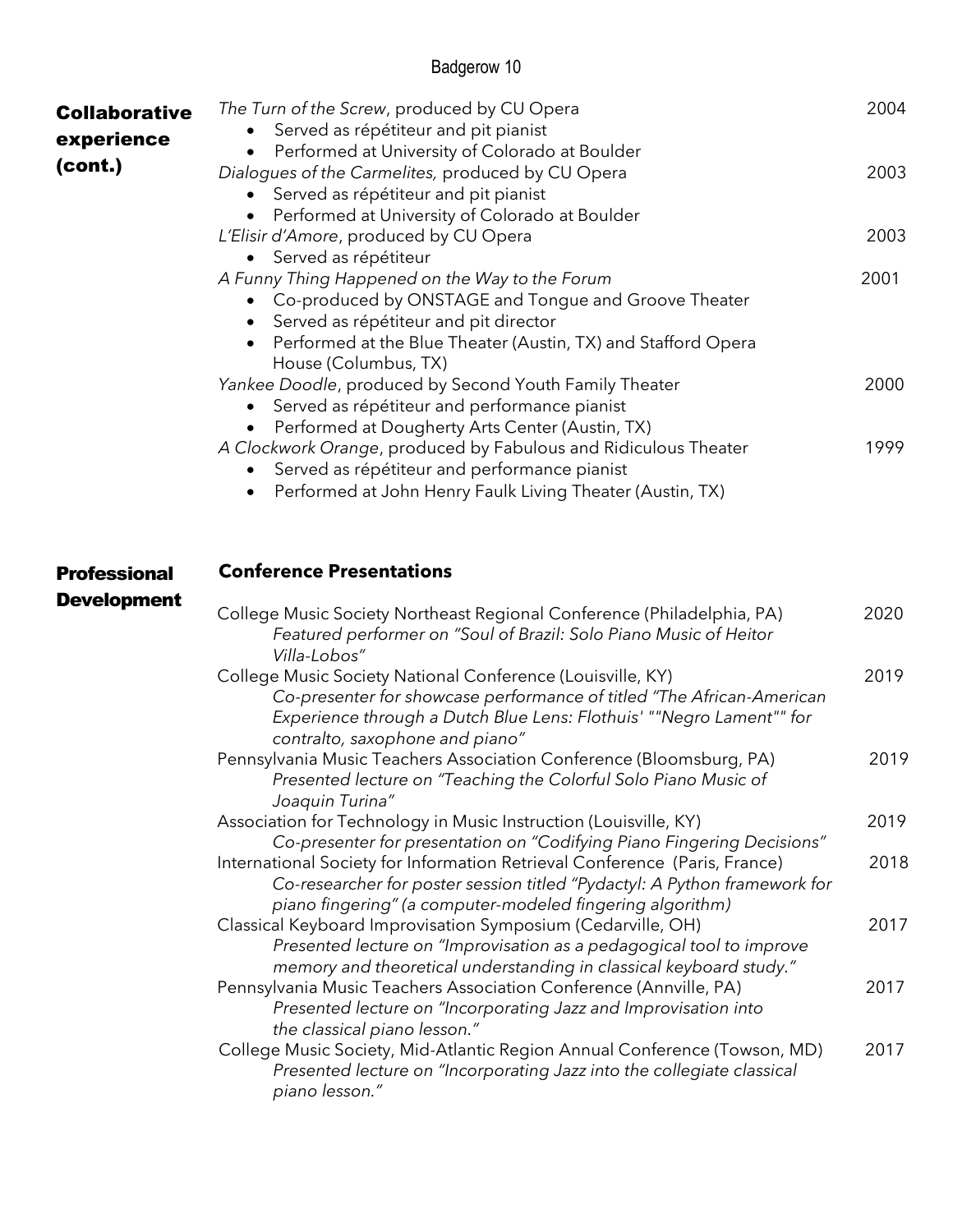## Collaborative experience (cont.)

*The Turn of the Screw*, produced by CU Opera — 2004
- Served as répétiteur and pit pianist
- Performed at University of Colorado at Boulder

*Dialogues of the Carmelites,* produced by CU Opera — 2003
- Served as répétiteur and pit pianist
- Performed at University of Colorado at Boulder

*L'Elisir d'Amore*, produced by CU Opera — 2003
- Served as répétiteur

*A Funny Thing Happened on the Way to the Forum* — 2001
- Co-produced by ONSTAGE and Tongue and Groove Theater
- Served as répétiteur and pit director
- Performed at the Blue Theater (Austin, TX) and Stafford Opera House (Columbus, TX)

*Yankee Doodle*, produced by Second Youth Family Theater — 2000
- Served as répétiteur and performance pianist
- Performed at Dougherty Arts Center (Austin, TX)

*A Clockwork Orange*, produced by Fabulous and Ridiculous Theater — 1999
- Served as répétiteur and performance pianist
- Performed at John Henry Faulk Living Theater (Austin, TX)

## Professional Development

### Conference Presentations

College Music Society Northeast Regional Conference (Philadelphia, PA) — 2020
*Featured performer on "Soul of Brazil: Solo Piano Music of Heitor Villa-Lobos"*

College Music Society National Conference (Louisville, KY) — 2019
*Co-presenter for showcase performance of titled "The African-American Experience through a Dutch Blue Lens: Flothuis' ""Negro Lament"" for contralto, saxophone and piano"*

Pennsylvania Music Teachers Association Conference (Bloomsburg, PA) — 2019
*Presented lecture on "Teaching the Colorful Solo Piano Music of Joaquin Turina"*

Association for Technology in Music Instruction (Louisville, KY) — 2019
*Co-presenter for presentation on "Codifying Piano Fingering Decisions"*

International Society for Information Retrieval Conference (Paris, France) — 2018
*Co-researcher for poster session titled "Pydactyl: A Python framework for piano fingering" (a computer-modeled fingering algorithm)*

Classical Keyboard Improvisation Symposium (Cedarville, OH) — 2017
*Presented lecture on "Improvisation as a pedagogical tool to improve memory and theoretical understanding in classical keyboard study."*

Pennsylvania Music Teachers Association Conference (Annville, PA) — 2017
*Presented lecture on "Incorporating Jazz and Improvisation into the classical piano lesson."*

College Music Society, Mid-Atlantic Region Annual Conference (Towson, MD) — 2017
*Presented lecture on "Incorporating Jazz into the collegiate classical piano lesson."*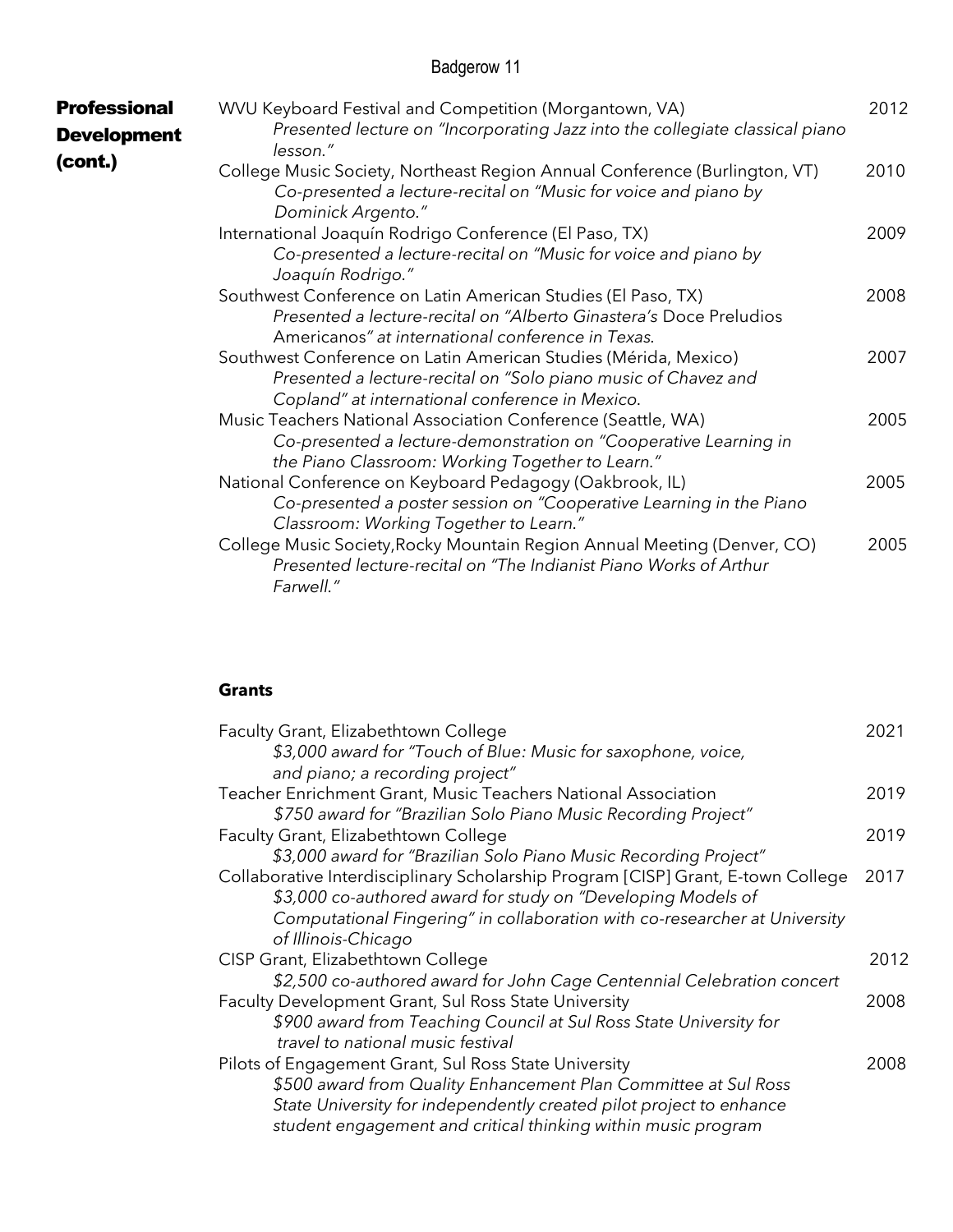## Professional Development (cont.)

WVU Keyboard Festival and Competition (Morgantown, VA) — 2012
*Presented lecture on "Incorporating Jazz into the collegiate classical piano lesson."*

College Music Society, Northeast Region Annual Conference (Burlington, VT) — 2010
*Co-presented a lecture-recital on "Music for voice and piano by Dominick Argento."*

International Joaquín Rodrigo Conference (El Paso, TX) — 2009
*Co-presented a lecture-recital on "Music for voice and piano by Joaquín Rodrigo."*

Southwest Conference on Latin American Studies (El Paso, TX) — 2008
*Presented a lecture-recital on "Alberto Ginastera's* Doce Preludios Americanos*" at international conference in Texas.*

Southwest Conference on Latin American Studies (Mérida, Mexico) — 2007
*Presented a lecture-recital on "Solo piano music of Chavez and Copland" at international conference in Mexico.*

Music Teachers National Association Conference (Seattle, WA) — 2005
*Co-presented a lecture-demonstration on "Cooperative Learning in the Piano Classroom: Working Together to Learn."*

National Conference on Keyboard Pedagogy (Oakbrook, IL) — 2005
*Co-presented a poster session on "Cooperative Learning in the Piano Classroom: Working Together to Learn."*

College Music Society,Rocky Mountain Region Annual Meeting (Denver, CO) — 2005
*Presented lecture-recital on "The Indianist Piano Works of Arthur Farwell."*

## Grants

Faculty Grant, Elizabethtown College — 2021
*$3,000 award for "Touch of Blue: Music for saxophone, voice, and piano; a recording project"*

Teacher Enrichment Grant, Music Teachers National Association — 2019
*$750 award for "Brazilian Solo Piano Music Recording Project"*

Faculty Grant, Elizabethtown College — 2019
*$3,000 award for "Brazilian Solo Piano Music Recording Project"*

Collaborative Interdisciplinary Scholarship Program [CISP] Grant, E-town College — 2017
*$3,000 co-authored award for study on "Developing Models of Computational Fingering" in collaboration with co-researcher at University of Illinois-Chicago*

CISP Grant, Elizabethtown College — 2012
*$2,500 co-authored award for John Cage Centennial Celebration concert*

Faculty Development Grant, Sul Ross State University — 2008
*$900 award from Teaching Council at Sul Ross State University for travel to national music festival*

Pilots of Engagement Grant, Sul Ross State University — 2008
*$500 award from Quality Enhancement Plan Committee at Sul Ross State University for independently created pilot project to enhance student engagement and critical thinking within music program*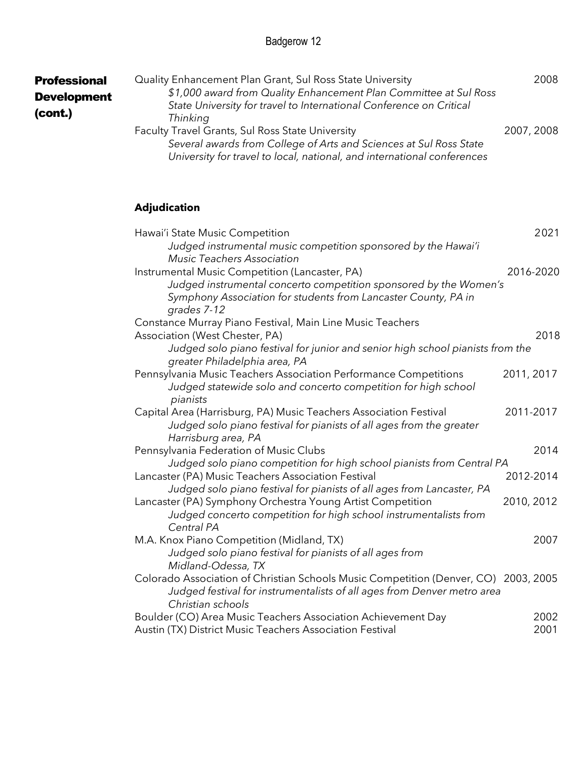## Professional Development (cont.)

Quality Enhancement Plan Grant, Sul Ross State University 2008
*$1,000 award from Quality Enhancement Plan Committee at Sul Ross State University for travel to International Conference on Critical Thinking*

Faculty Travel Grants, Sul Ross State University 2007, 2008
*Several awards from College of Arts and Sciences at Sul Ross State University for travel to local, national, and international conferences*

### Adjudication

Hawai'i State Music Competition 2021
*Judged instrumental music competition sponsored by the Hawai'i Music Teachers Association*

Instrumental Music Competition (Lancaster, PA) 2016-2020
*Judged instrumental concerto competition sponsored by the Women's Symphony Association for students from Lancaster County, PA in grades 7-12*

Constance Murray Piano Festival, Main Line Music Teachers Association (West Chester, PA) 2018
*Judged solo piano festival for junior and senior high school pianists from the greater Philadelphia area, PA*

Pennsylvania Music Teachers Association Performance Competitions 2011, 2017
*Judged statewide solo and concerto competition for high school pianists*

Capital Area (Harrisburg, PA) Music Teachers Association Festival 2011-2017
*Judged solo piano festival for pianists of all ages from the greater Harrisburg area, PA*

Pennsylvania Federation of Music Clubs 2014
*Judged solo piano competition for high school pianists from Central PA*

Lancaster (PA) Music Teachers Association Festival 2012-2014
*Judged solo piano festival for pianists of all ages from Lancaster, PA*

Lancaster (PA) Symphony Orchestra Young Artist Competition 2010, 2012
*Judged concerto competition for high school instrumentalists from Central PA*

M.A. Knox Piano Competition (Midland, TX) 2007
*Judged solo piano festival for pianists of all ages from Midland-Odessa, TX*

Colorado Association of Christian Schools Music Competition (Denver, CO) 2003, 2005
*Judged festival for instrumentalists of all ages from Denver metro area Christian schools*

Boulder (CO) Area Music Teachers Association Achievement Day 2002

Austin (TX) District Music Teachers Association Festival 2001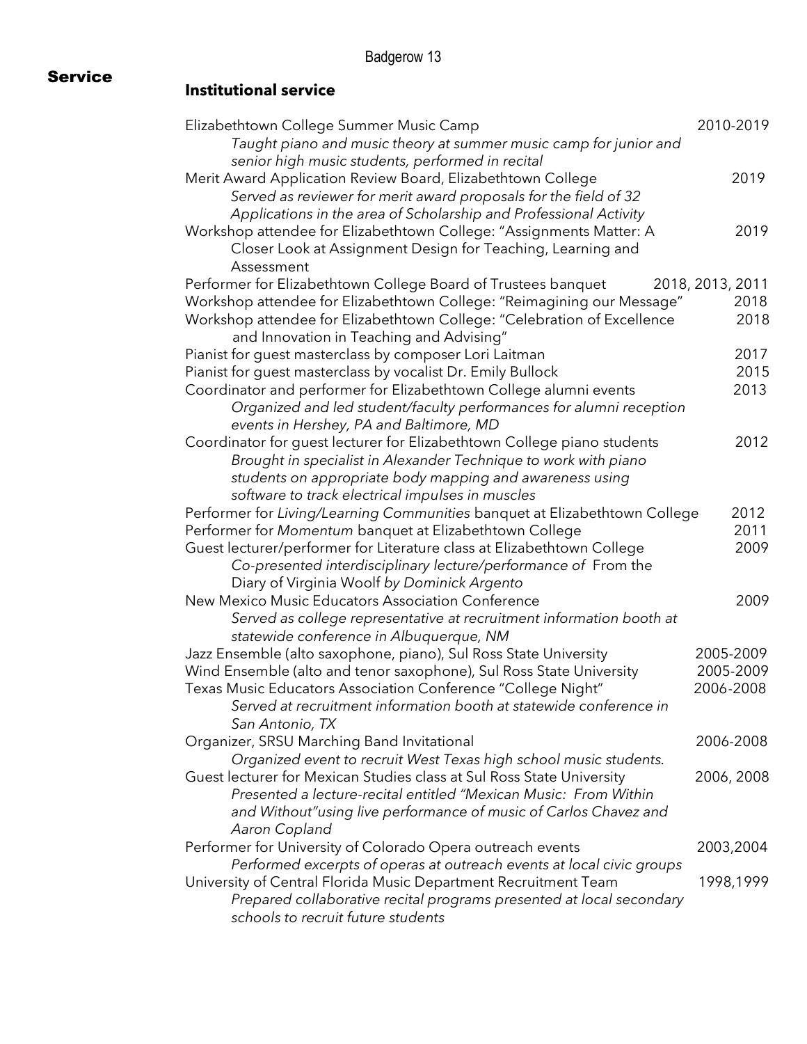# Service

## Institutional service

Elizabethtown College Summer Music Camp 2010-2019
*Taught piano and music theory at summer music camp for junior and senior high music students, performed in recital*

Merit Award Application Review Board, Elizabethtown College 2019
*Served as reviewer for merit award proposals for the field of 32 Applications in the area of Scholarship and Professional Activity*

Workshop attendee for Elizabethtown College: "Assignments Matter: A Closer Look at Assignment Design for Teaching, Learning and Assessment 2019

Performer for Elizabethtown College Board of Trustees banquet 2018, 2013, 2011

Workshop attendee for Elizabethtown College: "Reimagining our Message" 2018

Workshop attendee for Elizabethtown College: "Celebration of Excellence and Innovation in Teaching and Advising" 2018

Pianist for guest masterclass by composer Lori Laitman 2017

Pianist for guest masterclass by vocalist Dr. Emily Bullock 2015

Coordinator and performer for Elizabethtown College alumni events 2013
*Organized and led student/faculty performances for alumni reception events in Hershey, PA and Baltimore, MD*

Coordinator for guest lecturer for Elizabethtown College piano students 2012
*Brought in specialist in Alexander Technique to work with piano students on appropriate body mapping and awareness using software to track electrical impulses in muscles*

Performer for *Living/Learning Communities* banquet at Elizabethtown College 2012

Performer for *Momentum* banquet at Elizabethtown College 2011

Guest lecturer/performer for Literature class at Elizabethtown College 2009
*Co-presented interdisciplinary lecture/performance of* From the Diary of Virginia Woolf *by Dominick Argento*

New Mexico Music Educators Association Conference 2009
*Served as college representative at recruitment information booth at statewide conference in Albuquerque, NM*

Jazz Ensemble (alto saxophone, piano), Sul Ross State University 2005-2009

Wind Ensemble (alto and tenor saxophone), Sul Ross State University 2005-2009

Texas Music Educators Association Conference "College Night" 2006-2008
*Served at recruitment information booth at statewide conference in San Antonio, TX*

Organizer, SRSU Marching Band Invitational 2006-2008
*Organized event to recruit West Texas high school music students.*

Guest lecturer for Mexican Studies class at Sul Ross State University 2006, 2008
*Presented a lecture-recital entitled "Mexican Music: From Within and Without"using live performance of music of Carlos Chavez and Aaron Copland*

Performer for University of Colorado Opera outreach events 2003,2004
*Performed excerpts of operas at outreach events at local civic groups*

University of Central Florida Music Department Recruitment Team 1998,1999
*Prepared collaborative recital programs presented at local secondary schools to recruit future students*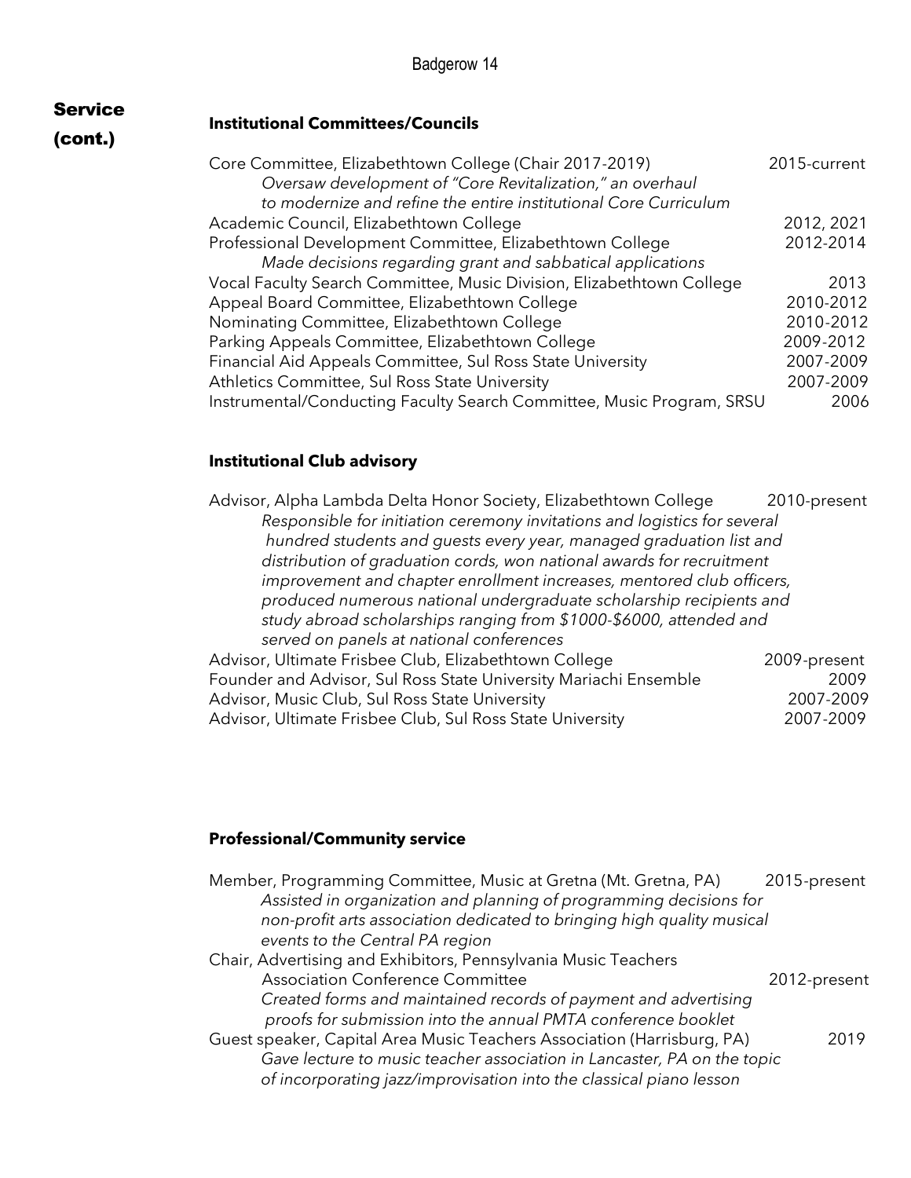## Service (cont.)

### Institutional Committees/Councils

Core Committee, Elizabethtown College (Chair 2017-2019) — 2015-current
*Oversaw development of "Core Revitalization," an overhaul to modernize and refine the entire institutional Core Curriculum*

Academic Council, Elizabethtown College — 2012, 2021

Professional Development Committee, Elizabethtown College — 2012-2014
*Made decisions regarding grant and sabbatical applications*

Vocal Faculty Search Committee, Music Division, Elizabethtown College — 2013

Appeal Board Committee, Elizabethtown College — 2010-2012

Nominating Committee, Elizabethtown College — 2010-2012

Parking Appeals Committee, Elizabethtown College — 2009-2012

Financial Aid Appeals Committee, Sul Ross State University — 2007-2009

Athletics Committee, Sul Ross State University — 2007-2009

Instrumental/Conducting Faculty Search Committee, Music Program, SRSU — 2006

### Institutional Club advisory

Advisor, Alpha Lambda Delta Honor Society, Elizabethtown College — 2010-present
*Responsible for initiation ceremony invitations and logistics for several hundred students and guests every year, managed graduation list and distribution of graduation cords, won national awards for recruitment improvement and chapter enrollment increases, mentored club officers, produced numerous national undergraduate scholarship recipients and study abroad scholarships ranging from $1000-$6000, attended and served on panels at national conferences*

Advisor, Ultimate Frisbee Club, Elizabethtown College — 2009-present

Founder and Advisor, Sul Ross State University Mariachi Ensemble — 2009

Advisor, Music Club, Sul Ross State University — 2007-2009

Advisor, Ultimate Frisbee Club, Sul Ross State University — 2007-2009

### Professional/Community service

Member, Programming Committee, Music at Gretna (Mt. Gretna, PA) — 2015-present
*Assisted in organization and planning of programming decisions for non-profit arts association dedicated to bringing high quality musical events to the Central PA region*

Chair, Advertising and Exhibitors, Pennsylvania Music Teachers Association Conference Committee — 2012-present
*Created forms and maintained records of payment and advertising proofs for submission into the annual PMTA conference booklet*

Guest speaker, Capital Area Music Teachers Association (Harrisburg, PA) — 2019
*Gave lecture to music teacher association in Lancaster, PA on the topic of incorporating jazz/improvisation into the classical piano lesson*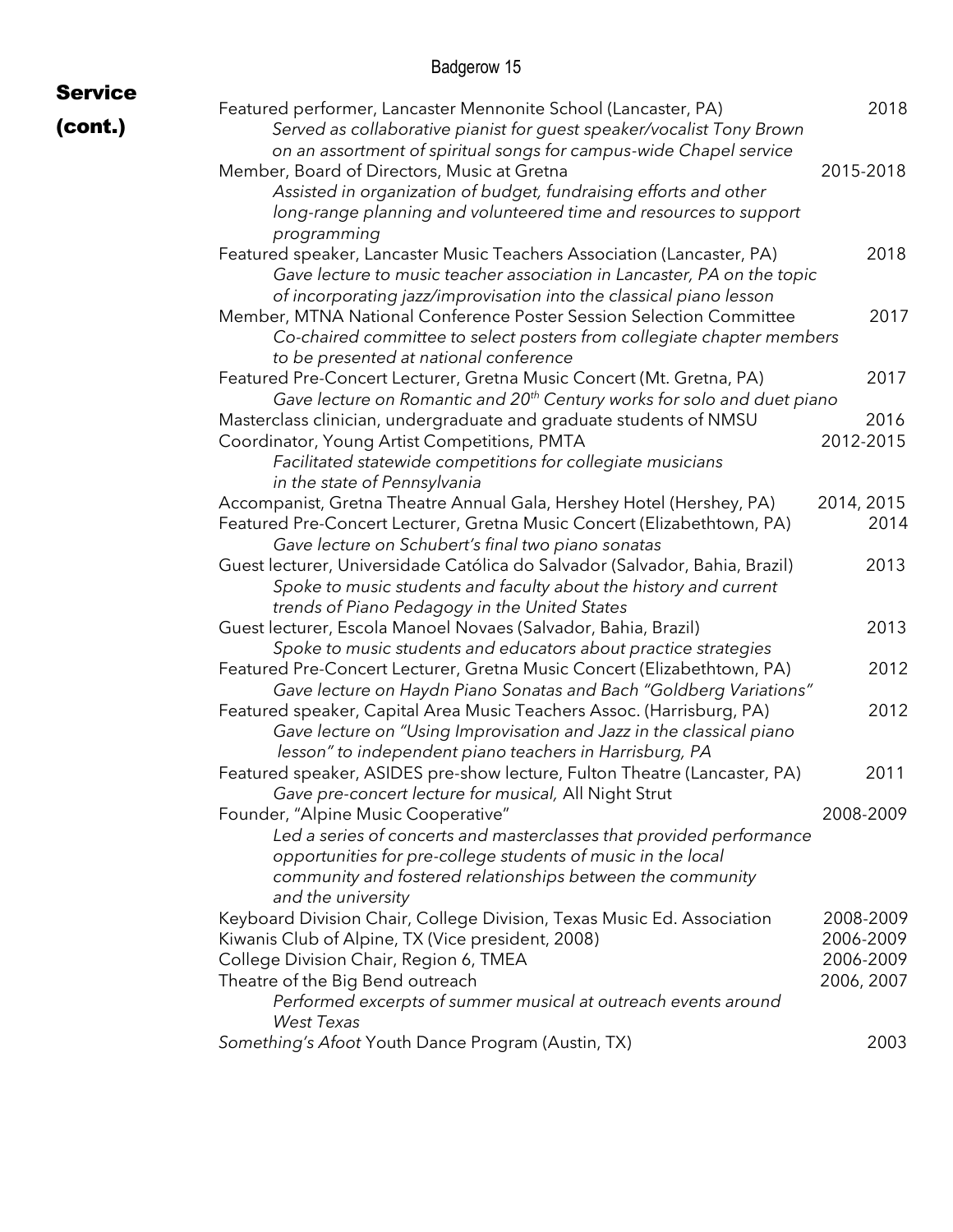## Service (cont.)

Featured performer, Lancaster Mennonite School (Lancaster, PA) — 2018
*Served as collaborative pianist for guest speaker/vocalist Tony Brown on an assortment of spiritual songs for campus-wide Chapel service*

Member, Board of Directors, Music at Gretna — 2015-2018
*Assisted in organization of budget, fundraising efforts and other long-range planning and volunteered time and resources to support programming*

Featured speaker, Lancaster Music Teachers Association (Lancaster, PA) — 2018
*Gave lecture to music teacher association in Lancaster, PA on the topic of incorporating jazz/improvisation into the classical piano lesson*

Member, MTNA National Conference Poster Session Selection Committee — 2017
*Co-chaired committee to select posters from collegiate chapter members to be presented at national conference*

Featured Pre-Concert Lecturer, Gretna Music Concert (Mt. Gretna, PA) — 2017
*Gave lecture on Romantic and 20th Century works for solo and duet piano*

Masterclass clinician, undergraduate and graduate students of NMSU — 2016

Coordinator, Young Artist Competitions, PMTA — 2012-2015
*Facilitated statewide competitions for collegiate musicians in the state of Pennsylvania*

Accompanist, Gretna Theatre Annual Gala, Hershey Hotel (Hershey, PA) — 2014, 2015

Featured Pre-Concert Lecturer, Gretna Music Concert (Elizabethtown, PA) — 2014
*Gave lecture on Schubert's final two piano sonatas*

Guest lecturer, Universidade Católica do Salvador (Salvador, Bahia, Brazil) — 2013
*Spoke to music students and faculty about the history and current trends of Piano Pedagogy in the United States*

Guest lecturer, Escola Manoel Novaes (Salvador, Bahia, Brazil) — 2013
*Spoke to music students and educators about practice strategies*

Featured Pre-Concert Lecturer, Gretna Music Concert (Elizabethtown, PA) — 2012
*Gave lecture on Haydn Piano Sonatas and Bach "Goldberg Variations"*

Featured speaker, Capital Area Music Teachers Assoc. (Harrisburg, PA) — 2012
*Gave lecture on "Using Improvisation and Jazz in the classical piano lesson" to independent piano teachers in Harrisburg, PA*

Featured speaker, ASIDES pre-show lecture, Fulton Theatre (Lancaster, PA) — 2011
*Gave pre-concert lecture for musical,* All Night Strut

Founder, "Alpine Music Cooperative" — 2008-2009
*Led a series of concerts and masterclasses that provided performance opportunities for pre-college students of music in the local community and fostered relationships between the community and the university*

Keyboard Division Chair, College Division, Texas Music Ed. Association — 2008-2009

Kiwanis Club of Alpine, TX (Vice president, 2008) — 2006-2009

College Division Chair, Region 6, TMEA — 2006-2009

Theatre of the Big Bend outreach — 2006, 2007
*Performed excerpts of summer musical at outreach events around West Texas*

*Something's Afoot* Youth Dance Program (Austin, TX) — 2003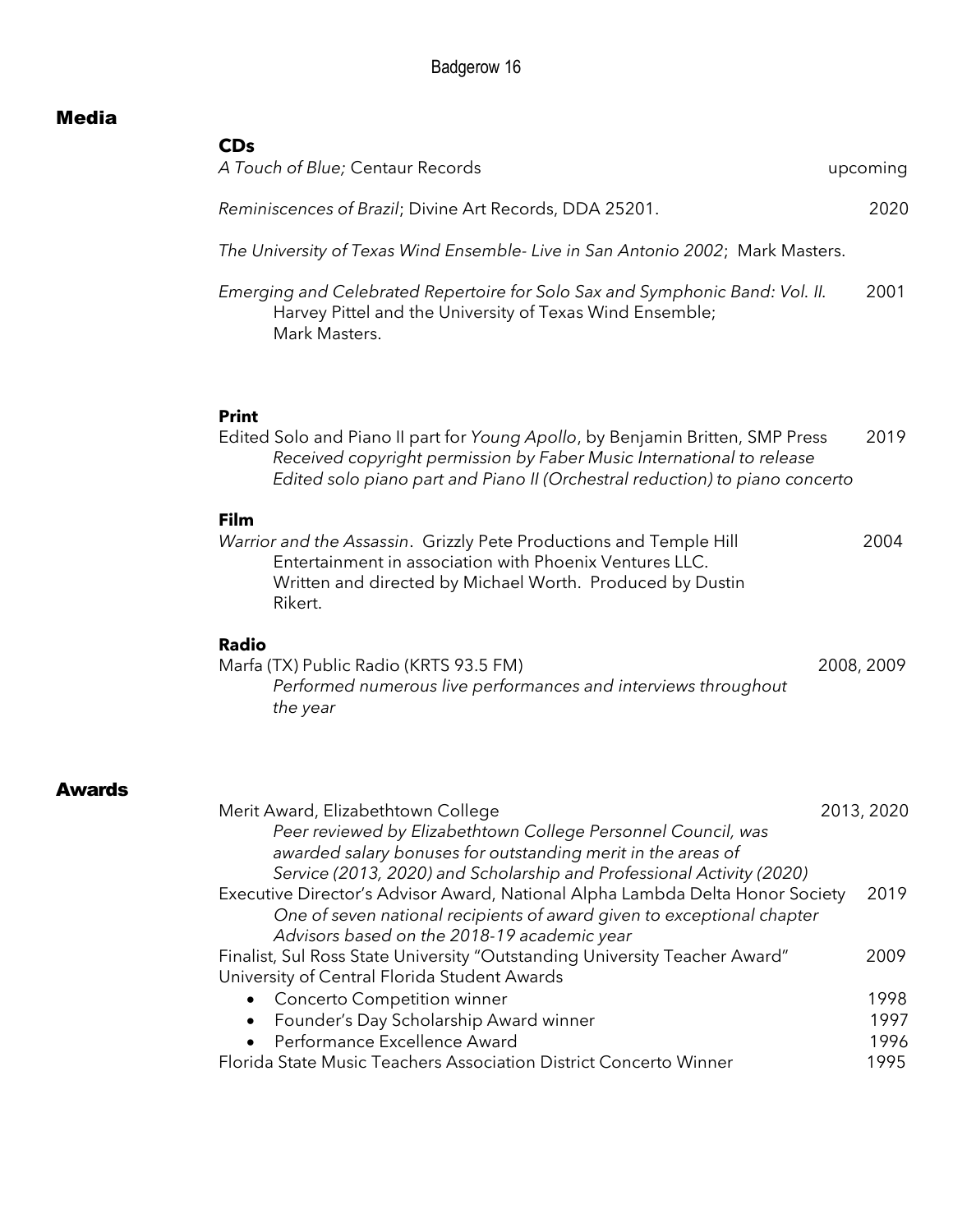## Media

### CDs

*A Touch of Blue;* Centaur Records — upcoming

*Reminiscences of Brazil*; Divine Art Records, DDA 25201. — 2020

*The University of Texas Wind Ensemble- Live in San Antonio 2002*; Mark Masters.

*Emerging and Celebrated Repertoire for Solo Sax and Symphonic Band: Vol. II.* Harvey Pittel and the University of Texas Wind Ensemble; Mark Masters. — 2001

### Print

Edited Solo and Piano II part for *Young Apollo*, by Benjamin Britten, SMP Press — 2019
*Received copyright permission by Faber Music International to release Edited solo piano part and Piano II (Orchestral reduction) to piano concerto*

### Film

*Warrior and the Assassin*. Grizzly Pete Productions and Temple Hill Entertainment in association with Phoenix Ventures LLC. Written and directed by Michael Worth. Produced by Dustin Rikert. — 2004

### Radio

Marfa (TX) Public Radio (KRTS 93.5 FM) — 2008, 2009
*Performed numerous live performances and interviews throughout the year*

## Awards

Merit Award, Elizabethtown College — 2013, 2020
*Peer reviewed by Elizabethtown College Personnel Council, was awarded salary bonuses for outstanding merit in the areas of Service (2013, 2020) and Scholarship and Professional Activity (2020)*

Executive Director's Advisor Award, National Alpha Lambda Delta Honor Society — 2019
*One of seven national recipients of award given to exceptional chapter Advisors based on the 2018-19 academic year*

Finalist, Sul Ross State University "Outstanding University Teacher Award" — 2009

University of Central Florida Student Awards
- Concerto Competition winner — 1998
- Founder's Day Scholarship Award winner — 1997
- Performance Excellence Award — 1996

Florida State Music Teachers Association District Concerto Winner — 1995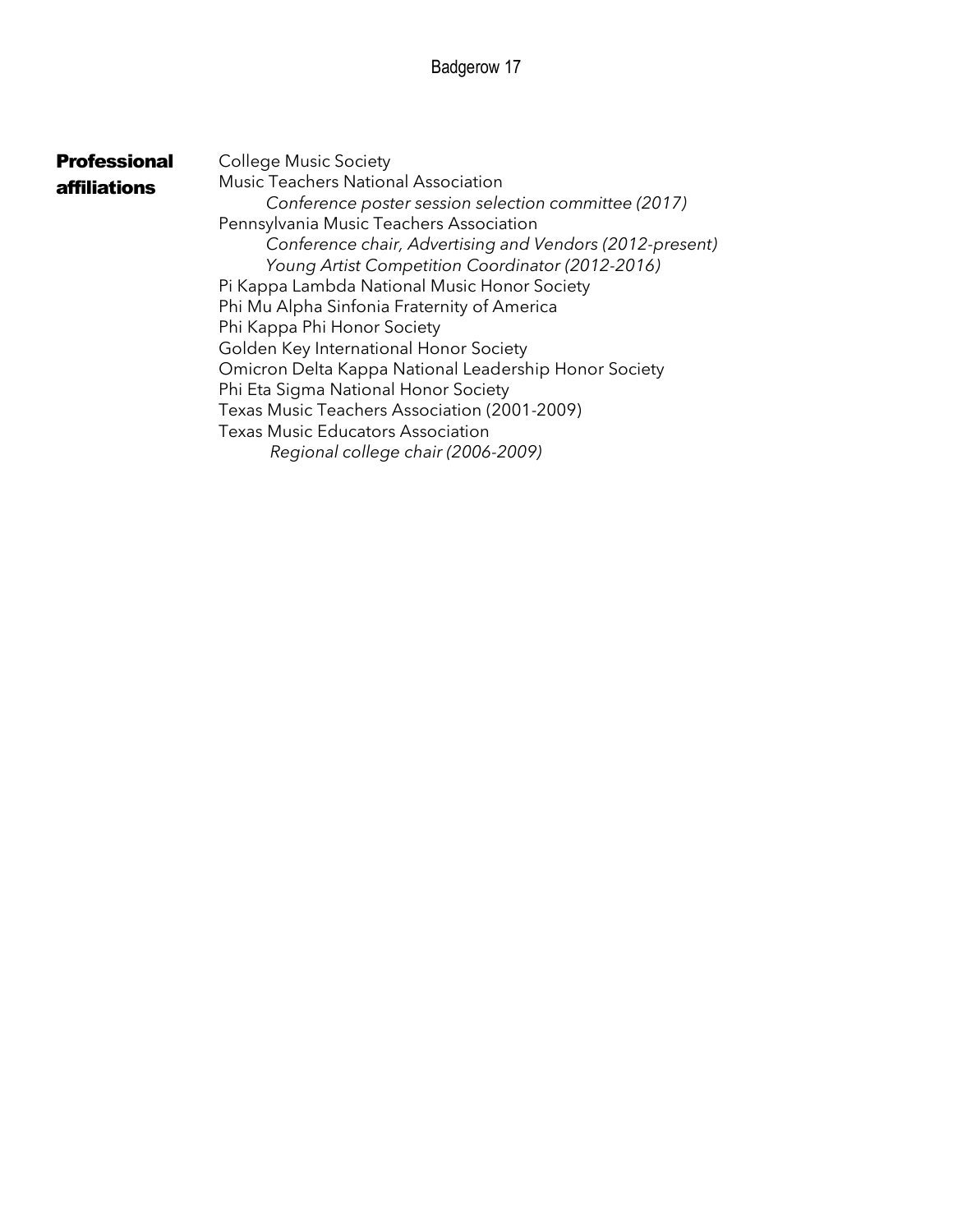## Professional affiliations

College Music Society

Music Teachers National Association

*Conference poster session selection committee (2017)*

Pennsylvania Music Teachers Association

*Conference chair, Advertising and Vendors (2012-present)*

*Young Artist Competition Coordinator (2012-2016)*

Pi Kappa Lambda National Music Honor Society

Phi Mu Alpha Sinfonia Fraternity of America

Phi Kappa Phi Honor Society

Golden Key International Honor Society

Omicron Delta Kappa National Leadership Honor Society

Phi Eta Sigma National Honor Society

Texas Music Teachers Association (2001-2009)

Texas Music Educators Association

*Regional college chair (2006-2009)*